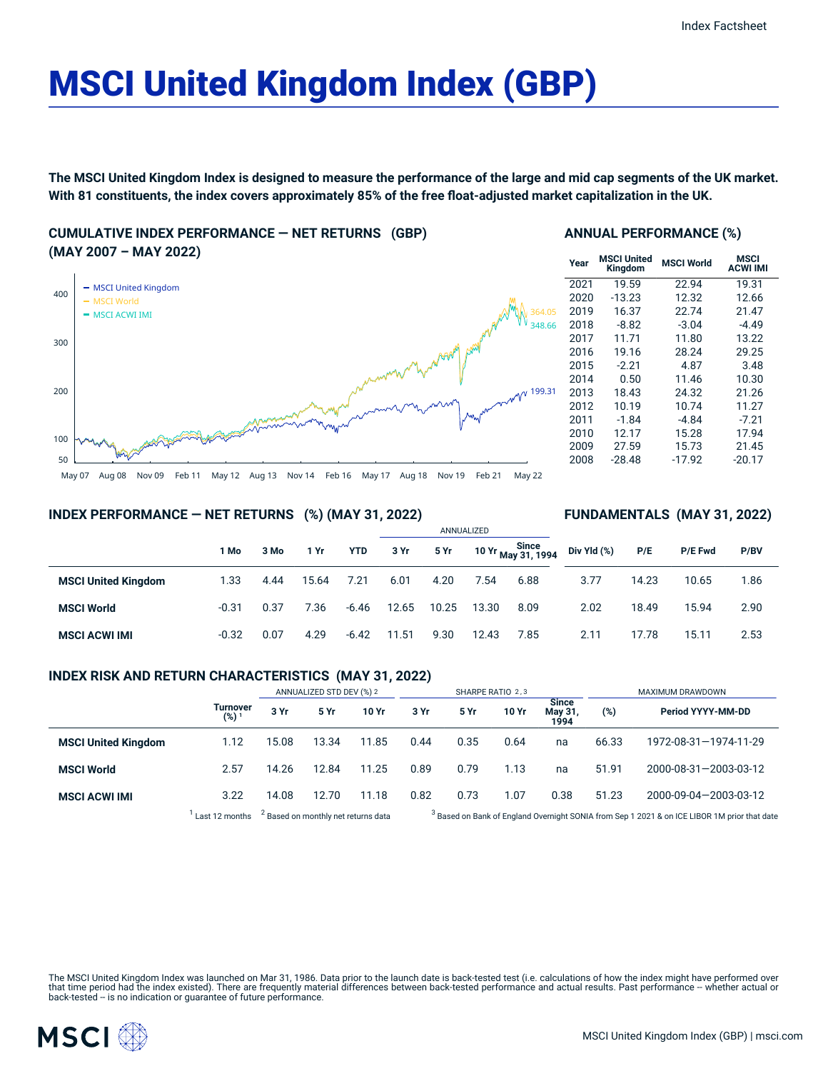Index Factsheet

# MSCI United Kingdom Index (GBP)

**The MSCI United Kingdom Index is designed to measure the performance of the large and mid cap segments of the UK market. With 81 constituents, the index covers approximately 85% of the free float-adjusted market capitalization in the UK.**

## CUMULATIVE INDEX PERFORMANCE — NET RETURNS (GBP) (MAY 2007 – MAY 2022)

- MSCI United Kingdom: 199.31
- MSCI World: 364.05
- MSCI ACWI IMI: 348.66

## ANNUAL PERFORMANCE (%)

| Year | MSCI United Kingdom | MSCI World | MSCI ACWI IMI |
|---|---|---|---|
| 2021 | 19.59 | 22.94 | 19.31 |
| 2020 | -13.23 | 12.32 | 12.66 |
| 2019 | 16.37 | 22.74 | 21.47 |
| 2018 | -8.82 | -3.04 | -4.49 |
| 2017 | 11.71 | 11.80 | 13.22 |
| 2016 | 19.16 | 28.24 | 29.25 |
| 2015 | -2.21 | 4.87 | 3.48 |
| 2014 | 0.50 | 11.46 | 10.30 |
| 2013 | 18.43 | 24.32 | 21.26 |
| 2012 | 10.19 | 10.74 | 11.27 |
| 2011 | -1.84 | -4.84 | -7.21 |
| 2010 | 12.17 | 15.28 | 17.94 |
| 2009 | 27.59 | 15.73 | 21.45 |
| 2008 | -28.48 | -17.92 | -20.17 |

## INDEX PERFORMANCE — NET RETURNS (%) (MAY 31, 2022)

| | 1 Mo | 3 Mo | 1 Yr | YTD | ANNUALIZED 3 Yr | 5 Yr | 10 Yr | Since May 31, 1994 |
|---|---|---|---|---|---|---|---|---|
| **MSCI United Kingdom** | 1.33 | 4.44 | 15.64 | 7.21 | 6.01 | 4.20 | 7.54 | 6.88 |
| **MSCI World** | -0.31 | 0.37 | 7.36 | -6.46 | 12.65 | 10.25 | 13.30 | 8.09 |
| **MSCI ACWI IMI** | -0.32 | 0.07 | 4.29 | -6.42 | 11.51 | 9.30 | 12.43 | 7.85 |

## FUNDAMENTALS (MAY 31, 2022)

| | Div Yld (%) | P/E | P/E Fwd | P/BV |
|---|---|---|---|---|
| **MSCI United Kingdom** | 3.77 | 14.23 | 10.65 | 1.86 |
| **MSCI World** | 2.02 | 18.49 | 15.94 | 2.90 |
| **MSCI ACWI IMI** | 2.11 | 17.78 | 15.11 | 2.53 |

## INDEX RISK AND RETURN CHARACTERISTICS (MAY 31, 2022)

| | | ANNUALIZED STD DEV (%) [2] | | | SHARPE RATIO [2,3] | | | | MAXIMUM DRAWDOWN | |
|---|---|---|---|---|---|---|---|---|---|---|
| | Turnover (%) [1] | 3 Yr | 5 Yr | 10 Yr | 3 Yr | 5 Yr | 10 Yr | Since May 31, 1994 | (%) | Period YYYY-MM-DD |
| **MSCI United Kingdom** | 1.12 | 15.08 | 13.34 | 11.85 | 0.44 | 0.35 | 0.64 | na | 66.33 | 1972-08-31—1974-11-29 |
| **MSCI World** | 2.57 | 14.26 | 12.84 | 11.25 | 0.89 | 0.79 | 1.13 | na | 51.91 | 2000-08-31—2003-03-12 |
| **MSCI ACWI IMI** | 3.22 | 14.08 | 12.70 | 11.18 | 0.82 | 0.73 | 1.07 | 0.38 | 51.23 | 2000-09-04—2003-03-12 |

[1] Last 12 months [2] Based on monthly net returns data [3] Based on Bank of England Overnight SONIA from Sep 1 2021 & on ICE LIBOR 1M prior that date

The MSCI United Kingdom Index was launched on Mar 31, 1986. Data prior to the launch date is back-tested test (i.e. calculations of how the index might have performed over that time period had the index existed). There are frequently material differences between back-tested performance and actual results. Past performance -- whether actual or back-tested -- is no indication or guarantee of future performance.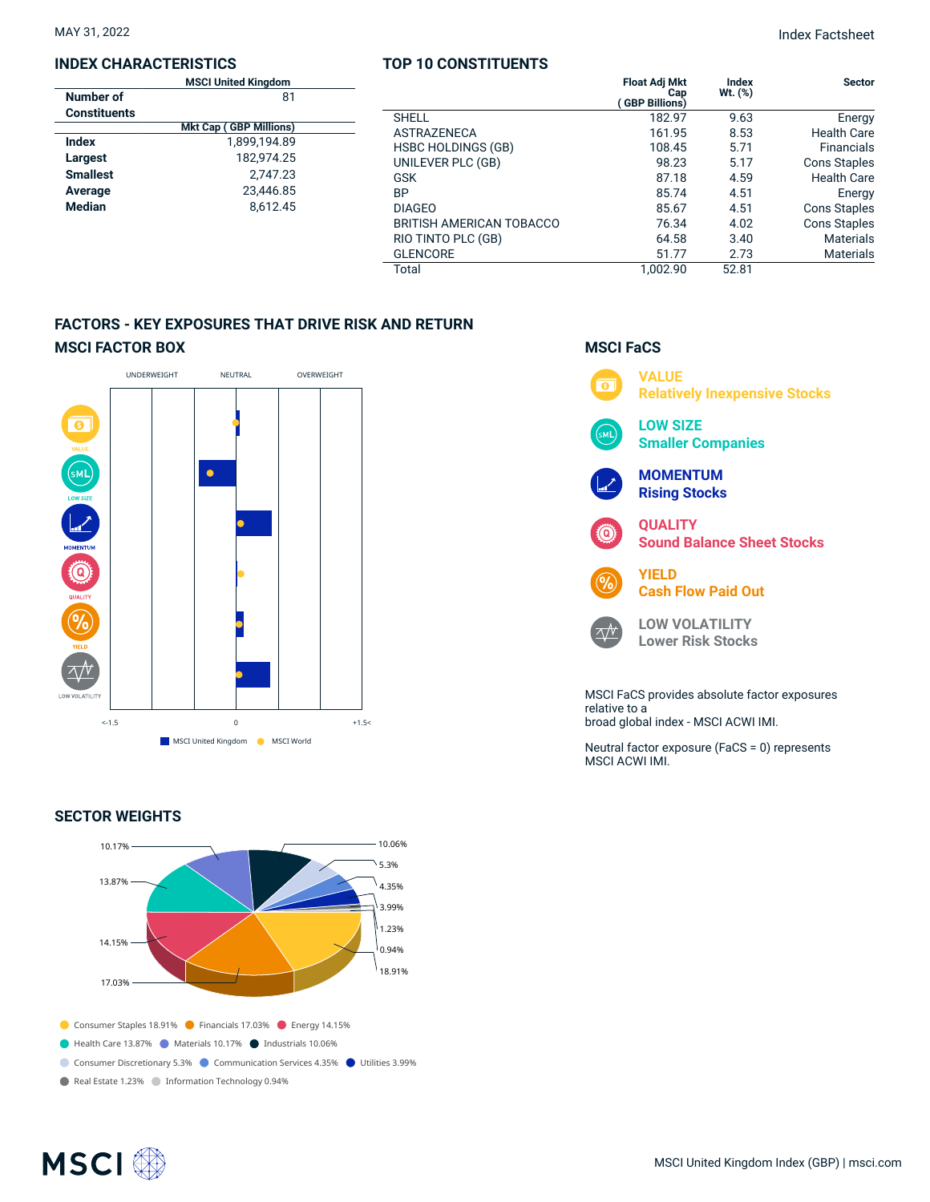MAY 31, 2022

Index Factsheet

## INDEX CHARACTERISTICS

| | MSCI United Kingdom |
|---|---|
| **Number of Constituents** | 81 |
| | **Mkt Cap ( GBP Millions)** |
| **Index** | 1,899,194.89 |
| **Largest** | 182,974.25 |
| **Smallest** | 2,747.23 |
| **Average** | 23,446.85 |
| **Median** | 8,612.45 |

## TOP 10 CONSTITUENTS

| | Float Adj Mkt Cap ( GBP Billions) | Index Wt. (%) | Sector |
|---|---|---|---|
| SHELL | 182.97 | 9.63 | Energy |
| ASTRAZENECA | 161.95 | 8.53 | Health Care |
| HSBC HOLDINGS (GB) | 108.45 | 5.71 | Financials |
| UNILEVER PLC (GB) | 98.23 | 5.17 | Cons Staples |
| GSK | 87.18 | 4.59 | Health Care |
| BP | 85.74 | 4.51 | Energy |
| DIAGEO | 85.67 | 4.51 | Cons Staples |
| BRITISH AMERICAN TOBACCO | 76.34 | 4.02 | Cons Staples |
| RIO TINTO PLC (GB) | 64.58 | 3.40 | Materials |
| GLENCORE | 51.77 | 2.73 | Materials |
| Total | 1,002.90 | 52.81 | |

## FACTORS - KEY EXPOSURES THAT DRIVE RISK AND RETURN

### MSCI FACTOR BOX

UNDERWEIGHT | NEUTRAL | OVERWEIGHT

VALUE, LOW SIZE, MOMENTUM, QUALITY, YIELD, LOW VOLATILITY

<-1.5 | 0 | +1.5<

MSCI United Kingdom | MSCI World

### MSCI FaCS

**VALUE**
Relatively Inexpensive Stocks

**LOW SIZE**
Smaller Companies

**MOMENTUM**
Rising Stocks

**QUALITY**
Sound Balance Sheet Stocks

**YIELD**
Cash Flow Paid Out

**LOW VOLATILITY**
Lower Risk Stocks

MSCI FaCS provides absolute factor exposures relative to a broad global index - MSCI ACWI IMI.

Neutral factor exposure (FaCS = 0) represents MSCI ACWI IMI.

## SECTOR WEIGHTS

- Consumer Staples 18.91%
- Financials 17.03%
- Energy 14.15%
- Health Care 13.87%
- Materials 10.17%
- Industrials 10.06%
- Consumer Discretionary 5.3%
- Communication Services 4.35%
- Utilities 3.99%
- Real Estate 1.23%
- Information Technology 0.94%

MSCI United Kingdom Index (GBP) | msci.com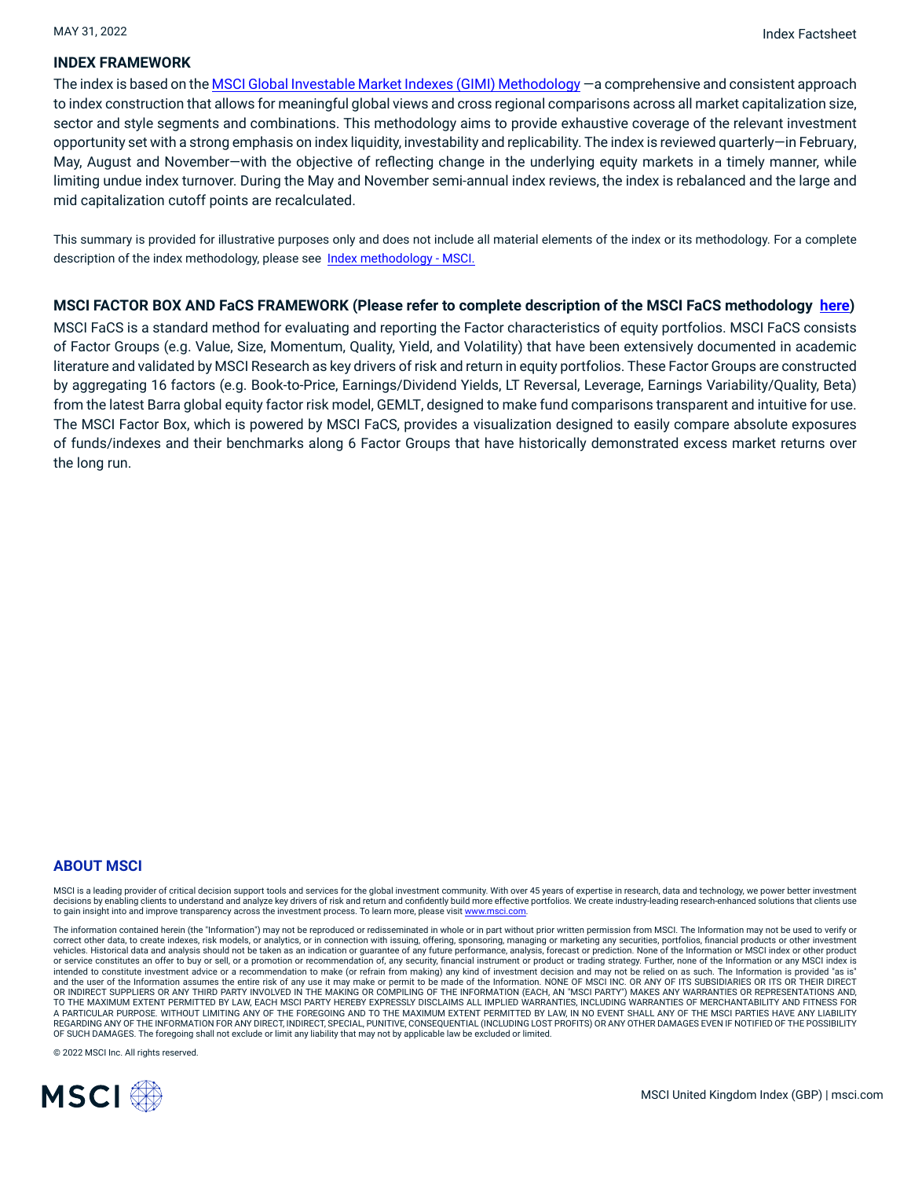## INDEX FRAMEWORK

The index is based on the MSCI Global Investable Market Indexes (GIMI) Methodology —a comprehensive and consistent approach to index construction that allows for meaningful global views and cross regional comparisons across all market capitalization size, sector and style segments and combinations. This methodology aims to provide exhaustive coverage of the relevant investment opportunity set with a strong emphasis on index liquidity, investability and replicability. The index is reviewed quarterly—in February, May, August and November—with the objective of reflecting change in the underlying equity markets in a timely manner, while limiting undue index turnover. During the May and November semi-annual index reviews, the index is rebalanced and the large and mid capitalization cutoff points are recalculated.

This summary is provided for illustrative purposes only and does not include all material elements of the index or its methodology. For a complete description of the index methodology, please see Index methodology - MSCI.

## MSCI FACTOR BOX AND FaCS FRAMEWORK (Please refer to complete description of the MSCI FaCS methodology here)

MSCI FaCS is a standard method for evaluating and reporting the Factor characteristics of equity portfolios. MSCI FaCS consists of Factor Groups (e.g. Value, Size, Momentum, Quality, Yield, and Volatility) that have been extensively documented in academic literature and validated by MSCI Research as key drivers of risk and return in equity portfolios. These Factor Groups are constructed by aggregating 16 factors (e.g. Book-to-Price, Earnings/Dividend Yields, LT Reversal, Leverage, Earnings Variability/Quality, Beta) from the latest Barra global equity factor risk model, GEMLT, designed to make fund comparisons transparent and intuitive for use. The MSCI Factor Box, which is powered by MSCI FaCS, provides a visualization designed to easily compare absolute exposures of funds/indexes and their benchmarks along 6 Factor Groups that have historically demonstrated excess market returns over the long run.

## ABOUT MSCI

MSCI is a leading provider of critical decision support tools and services for the global investment community. With over 45 years of expertise in research, data and technology, we power better investment decisions by enabling clients to understand and analyze key drivers of risk and return and confidently build more effective portfolios. We create industry-leading research-enhanced solutions that clients use to gain insight into and improve transparency across the investment process. To learn more, please visit www.msci.com.

The information contained herein (the "Information") may not be reproduced or redisseminated in whole or in part without prior written permission from MSCI. The Information may not be used to verify or correct other data, to create indexes, risk models, or analytics, or in connection with issuing, offering, sponsoring, managing or marketing any securities, portfolios, financial products or other investment vehicles. Historical data and analysis should not be taken as an indication or guarantee of any future performance, analysis, forecast or prediction. None of the Information or MSCI index or other product or service constitutes an offer to buy or sell, or a promotion or recommendation of, any security, financial instrument or product or trading strategy. Further, none of the Information or any MSCI index is intended to constitute investment advice or a recommendation to make (or refrain from making) any kind of investment decision and may not be relied on as such. The Information is provided "as is" and the user of the Information assumes the entire risk of any use it may make or permit to be made of the Information. NONE OF MSCI INC. OR ANY OF ITS SUBSIDIARIES OR ITS OR THEIR DIRECT OR INDIRECT SUPPLIERS OR ANY THIRD PARTY INVOLVED IN THE MAKING OR COMPILING OF THE INFORMATION (EACH, AN "MSCI PARTY") MAKES ANY WARRANTIES OR REPRESENTATIONS AND, TO THE MAXIMUM EXTENT PERMITTED BY LAW, EACH MSCI PARTY HEREBY EXPRESSLY DISCLAIMS ALL IMPLIED WARRANTIES, INCLUDING WARRANTIES OF MERCHANTABILITY AND FITNESS FOR A PARTICULAR PURPOSE. WITHOUT LIMITING ANY OF THE FOREGOING AND TO THE MAXIMUM EXTENT PERMITTED BY LAW, IN NO EVENT SHALL ANY OF THE MSCI PARTIES HAVE ANY LIABILITY REGARDING ANY OF THE INFORMATION FOR ANY DIRECT, INDIRECT, SPECIAL, PUNITIVE, CONSEQUENTIAL (INCLUDING LOST PROFITS) OR ANY OTHER DAMAGES EVEN IF NOTIFIED OF THE POSSIBILITY OF SUCH DAMAGES. The foregoing shall not exclude or limit any liability that may not by applicable law be excluded or limited.

© 2022 MSCI Inc. All rights reserved.